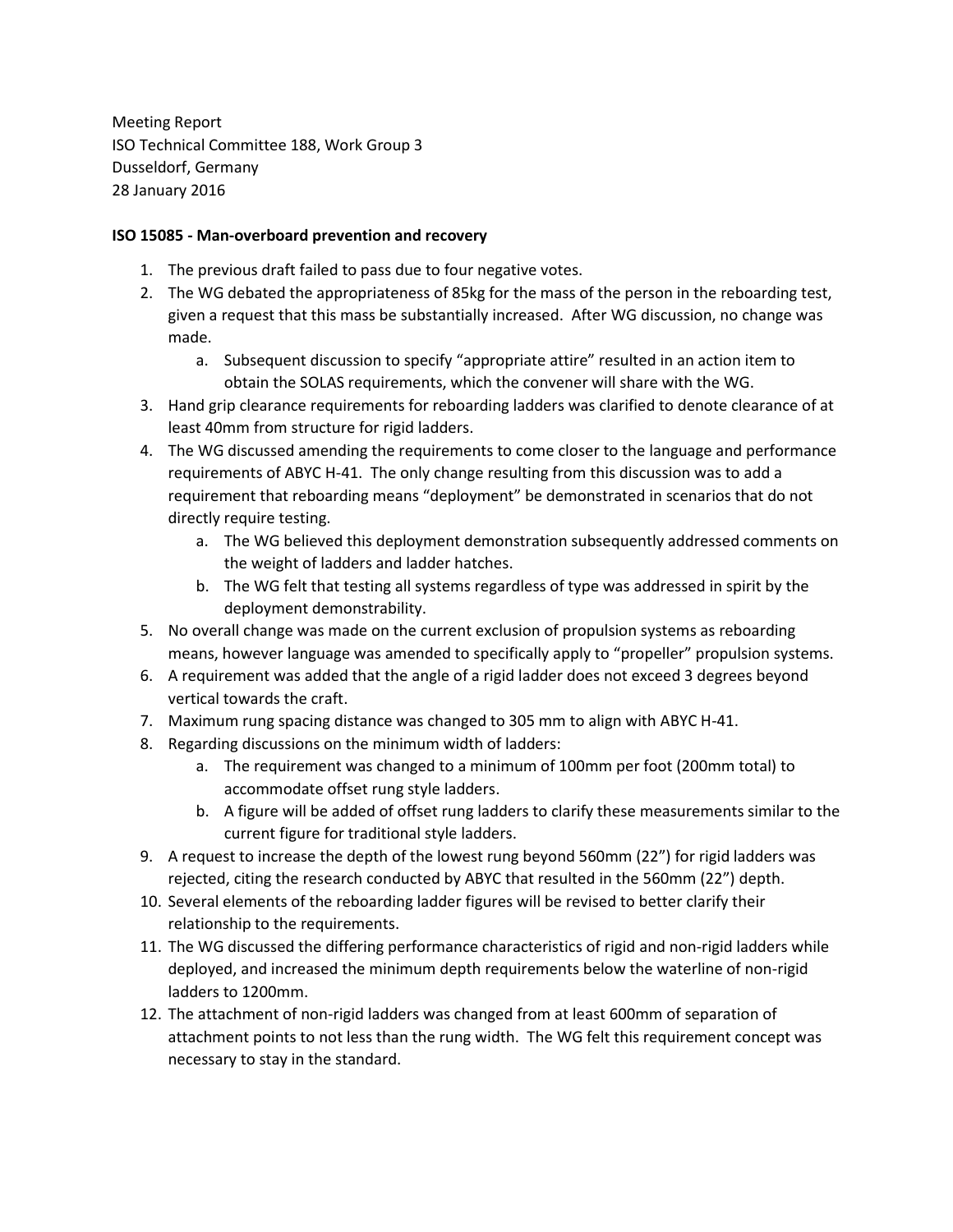Meeting Report
ISO Technical Committee 188, Work Group 3
Dusseldorf, Germany
28 January 2016

**ISO 15085 - Man-overboard prevention and recovery**

1. The previous draft failed to pass due to four negative votes.
2. The WG debated the appropriateness of 85kg for the mass of the person in the reboarding test, given a request that this mass be substantially increased. After WG discussion, no change was made.
    a. Subsequent discussion to specify "appropriate attire" resulted in an action item to obtain the SOLAS requirements, which the convener will share with the WG.
3. Hand grip clearance requirements for reboarding ladders was clarified to denote clearance of at least 40mm from structure for rigid ladders.
4. The WG discussed amending the requirements to come closer to the language and performance requirements of ABYC H-41. The only change resulting from this discussion was to add a requirement that reboarding means "deployment" be demonstrated in scenarios that do not directly require testing.
    a. The WG believed this deployment demonstration subsequently addressed comments on the weight of ladders and ladder hatches.
    b. The WG felt that testing all systems regardless of type was addressed in spirit by the deployment demonstrability.
5. No overall change was made on the current exclusion of propulsion systems as reboarding means, however language was amended to specifically apply to "propeller" propulsion systems.
6. A requirement was added that the angle of a rigid ladder does not exceed 3 degrees beyond vertical towards the craft.
7. Maximum rung spacing distance was changed to 305 mm to align with ABYC H-41.
8. Regarding discussions on the minimum width of ladders:
    a. The requirement was changed to a minimum of 100mm per foot (200mm total) to accommodate offset rung style ladders.
    b. A figure will be added of offset rung ladders to clarify these measurements similar to the current figure for traditional style ladders.
9. A request to increase the depth of the lowest rung beyond 560mm (22") for rigid ladders was rejected, citing the research conducted by ABYC that resulted in the 560mm (22") depth.
10. Several elements of the reboarding ladder figures will be revised to better clarify their relationship to the requirements.
11. The WG discussed the differing performance characteristics of rigid and non-rigid ladders while deployed, and increased the minimum depth requirements below the waterline of non-rigid ladders to 1200mm.
12. The attachment of non-rigid ladders was changed from at least 600mm of separation of attachment points to not less than the rung width. The WG felt this requirement concept was necessary to stay in the standard.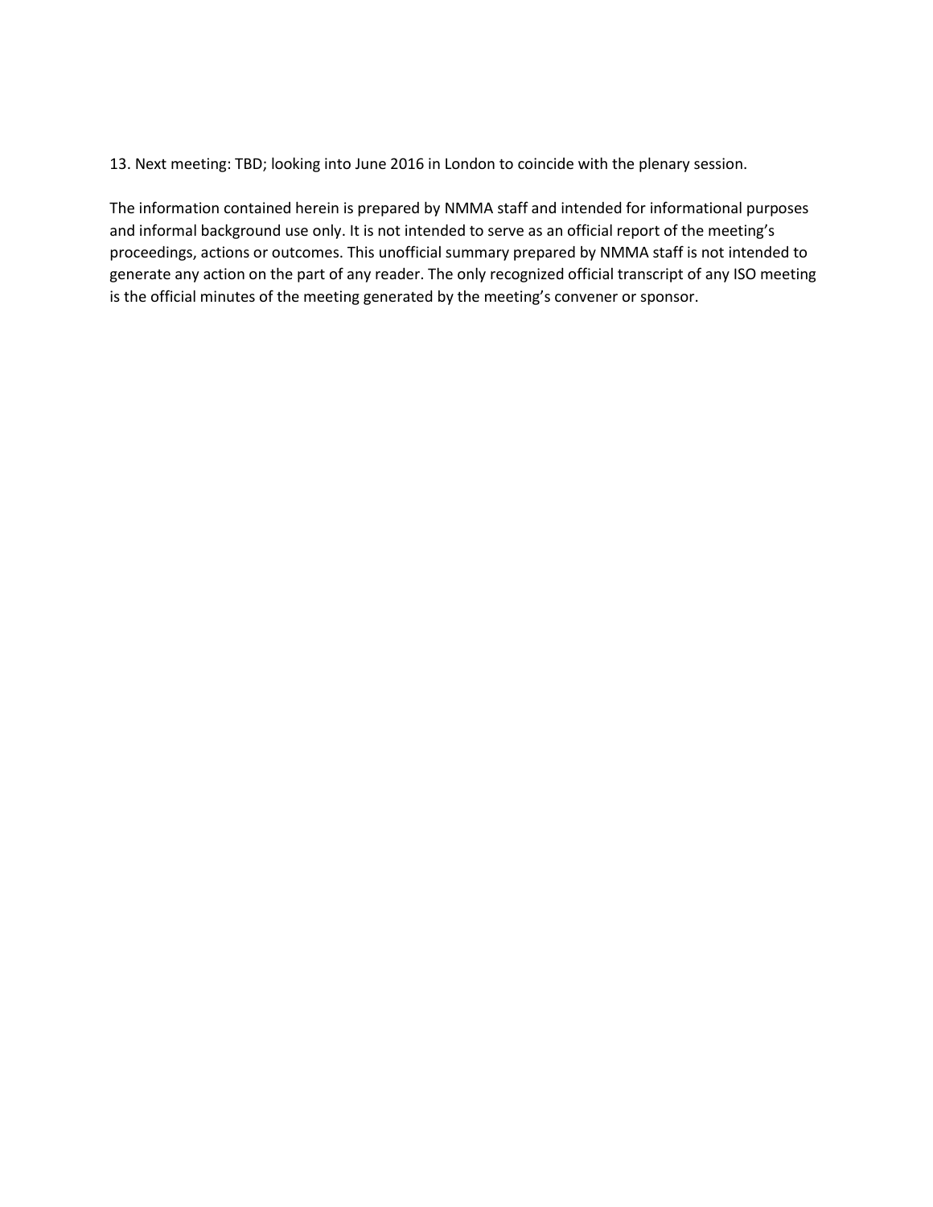13. Next meeting: TBD; looking into June 2016 in London to coincide with the plenary session.

The information contained herein is prepared by NMMA staff and intended for informational purposes and informal background use only. It is not intended to serve as an official report of the meeting's proceedings, actions or outcomes. This unofficial summary prepared by NMMA staff is not intended to generate any action on the part of any reader. The only recognized official transcript of any ISO meeting is the official minutes of the meeting generated by the meeting's convener or sponsor.